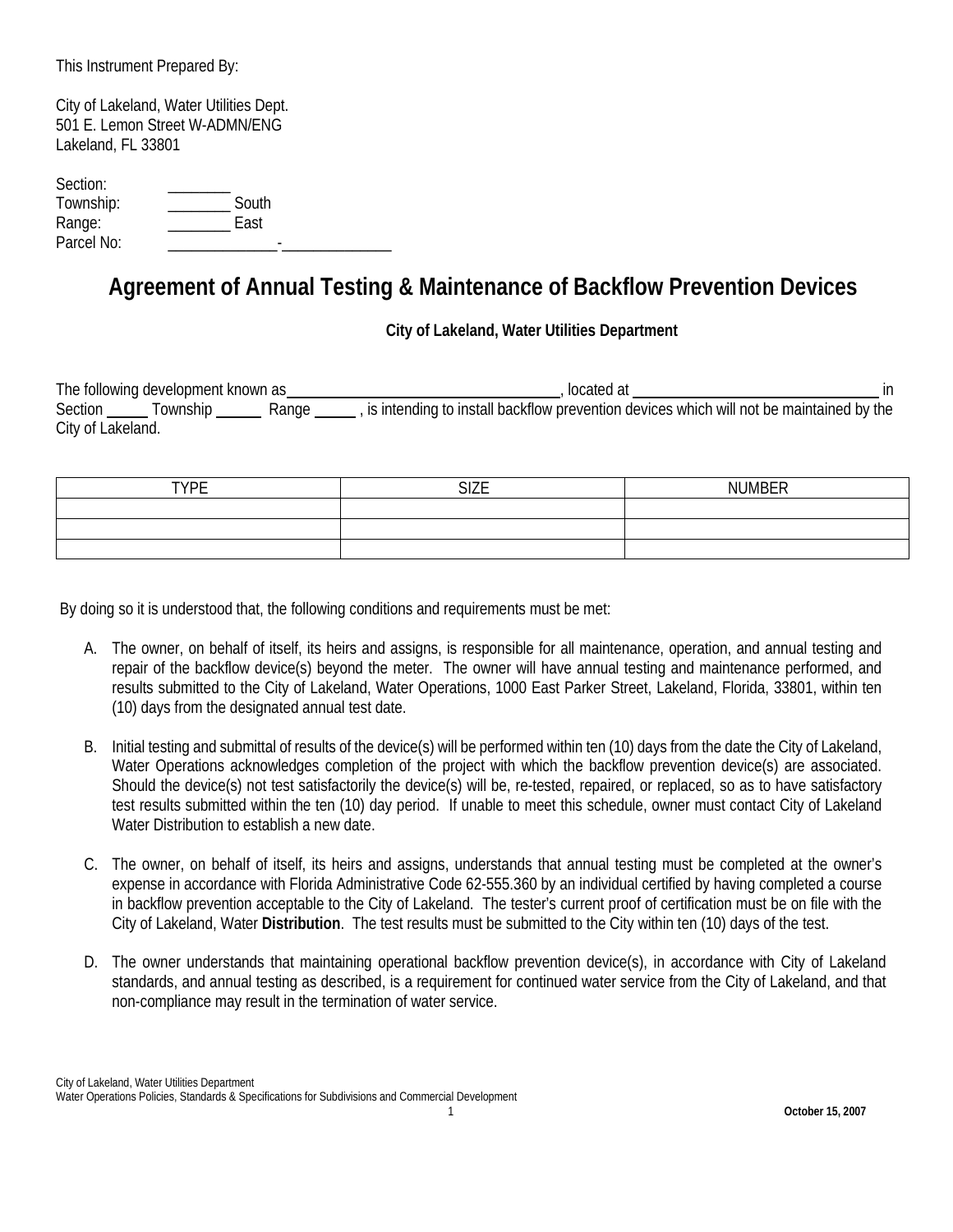This Instrument Prepared By:

City of Lakeland, Water Utilities Dept.
501 E. Lemon Street W-ADMN/ENG
Lakeland, FL 33801

Section: ________
Township: ________ South
Range: ________ East
Parcel No: ______________-______________

# Agreement of Annual Testing & Maintenance of Backflow Prevention Devices

**City of Lakeland, Water Utilities Department**

The following development known as ______________________________, located at ____________________________ in Section _____ Township ______ Range _____ , is intending to install backflow prevention devices which will not be maintained by the City of Lakeland.

| TYPE | SIZE | NUMBER |
|---|---|---|
| | | |
| | | |
| | | |

By doing so it is understood that, the following conditions and requirements must be met:

A. The owner, on behalf of itself, its heirs and assigns, is responsible for all maintenance, operation, and annual testing and repair of the backflow device(s) beyond the meter. The owner will have annual testing and maintenance performed, and results submitted to the City of Lakeland, Water Operations, 1000 East Parker Street, Lakeland, Florida, 33801, within ten (10) days from the designated annual test date.

B. Initial testing and submittal of results of the device(s) will be performed within ten (10) days from the date the City of Lakeland, Water Operations acknowledges completion of the project with which the backflow prevention device(s) are associated. Should the device(s) not test satisfactorily the device(s) will be, re-tested, repaired, or replaced, so as to have satisfactory test results submitted within the ten (10) day period. If unable to meet this schedule, owner must contact City of Lakeland Water Distribution to establish a new date.

C. The owner, on behalf of itself, its heirs and assigns, understands that annual testing must be completed at the owner's expense in accordance with Florida Administrative Code 62-555.360 by an individual certified by having completed a course in backflow prevention acceptable to the City of Lakeland. The tester's current proof of certification must be on file with the City of Lakeland, Water **Distribution**. The test results must be submitted to the City within ten (10) days of the test.

D. The owner understands that maintaining operational backflow prevention device(s), in accordance with City of Lakeland standards, and annual testing as described, is a requirement for continued water service from the City of Lakeland, and that non-compliance may result in the termination of water service.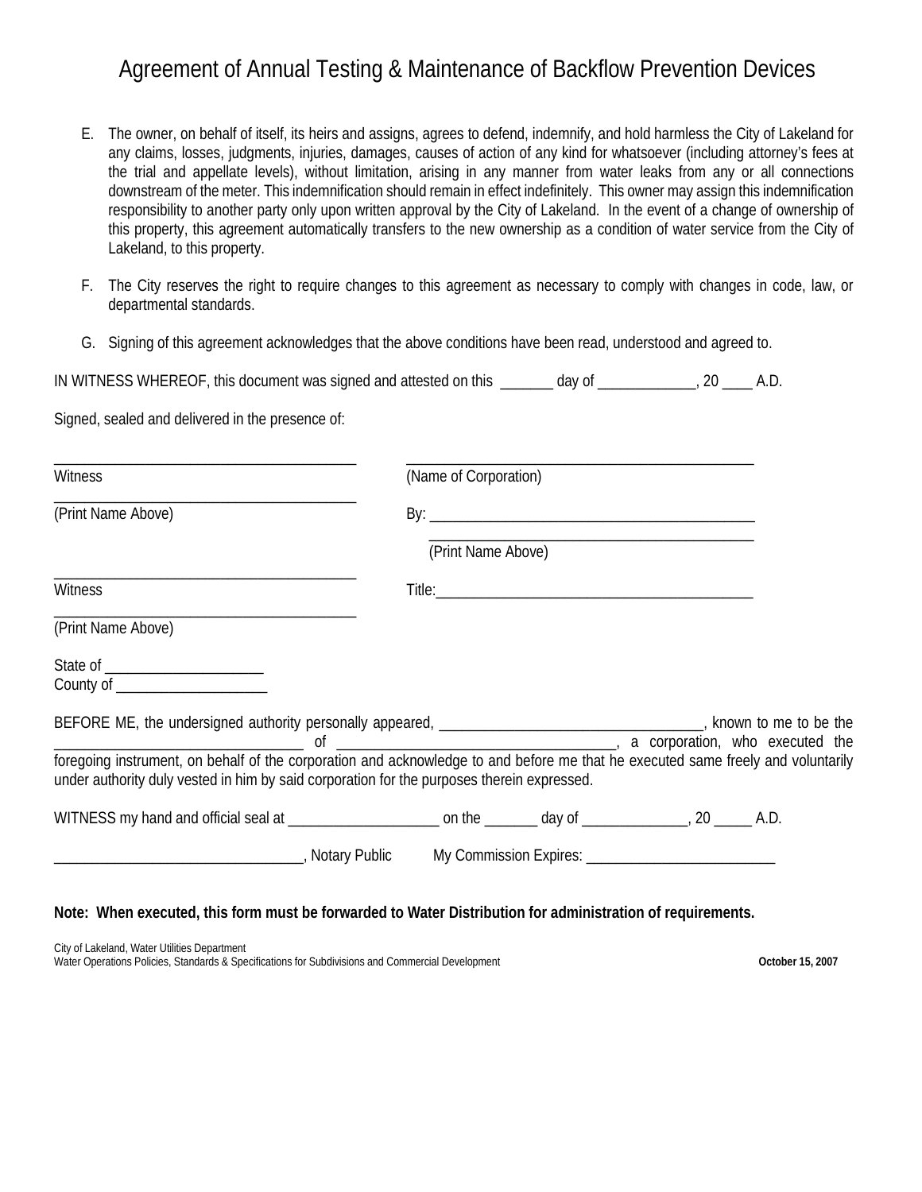# Agreement of Annual Testing & Maintenance of Backflow Prevention Devices

E. The owner, on behalf of itself, its heirs and assigns, agrees to defend, indemnify, and hold harmless the City of Lakeland for any claims, losses, judgments, injuries, damages, causes of action of any kind for whatsoever (including attorney's fees at the trial and appellate levels), without limitation, arising in any manner from water leaks from any or all connections downstream of the meter. This indemnification should remain in effect indefinitely. This owner may assign this indemnification responsibility to another party only upon written approval by the City of Lakeland. In the event of a change of ownership of this property, this agreement automatically transfers to the new ownership as a condition of water service from the City of Lakeland, to this property.

F. The City reserves the right to require changes to this agreement as necessary to comply with changes in code, law, or departmental standards.

G. Signing of this agreement acknowledges that the above conditions have been read, understood and agreed to.

IN WITNESS WHEREOF, this document was signed and attested on this _______ day of _____________, 20 ____ A.D.

Signed, sealed and delivered in the presence of:

________________________________________
Witness

________________________________________
(Print Name Above)

________________________________________
Witness

________________________________________
(Print Name Above)

______________________________________________
(Name of Corporation)

By: ___________________________________________

______________________________________________
(Print Name Above)

Title:__________________________________________

State of _____________________
County of ____________________

BEFORE ME, the undersigned authority personally appeared, __________________________________, known to me to be the ________________________________ of ____________________________________, a corporation, who executed the foregoing instrument, on behalf of the corporation and acknowledge to and before me that he executed same freely and voluntarily under authority duly vested in him by said corporation for the purposes therein expressed.

WITNESS my hand and official seal at ____________________ on the _______ day of ______________, 20 _____ A.D.

_________________________________, Notary Public My Commission Expires: _________________________

**Note: When executed, this form must be forwarded to Water Distribution for administration of requirements.**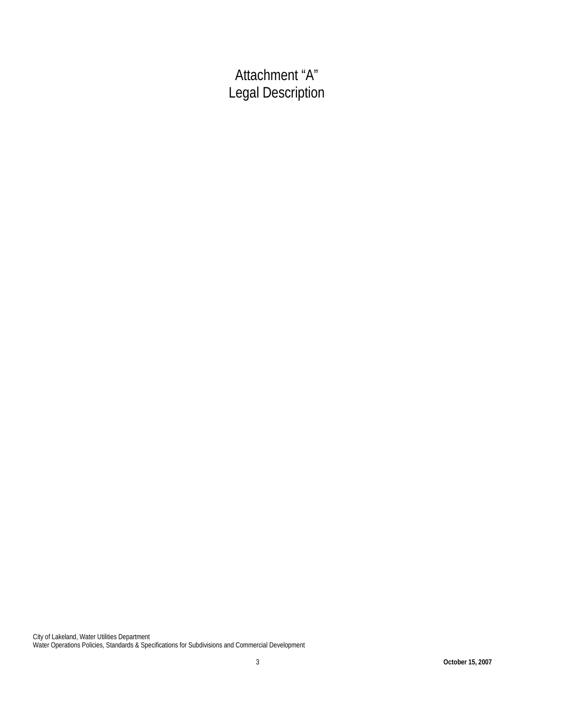# Attachment "A"
# Legal Description